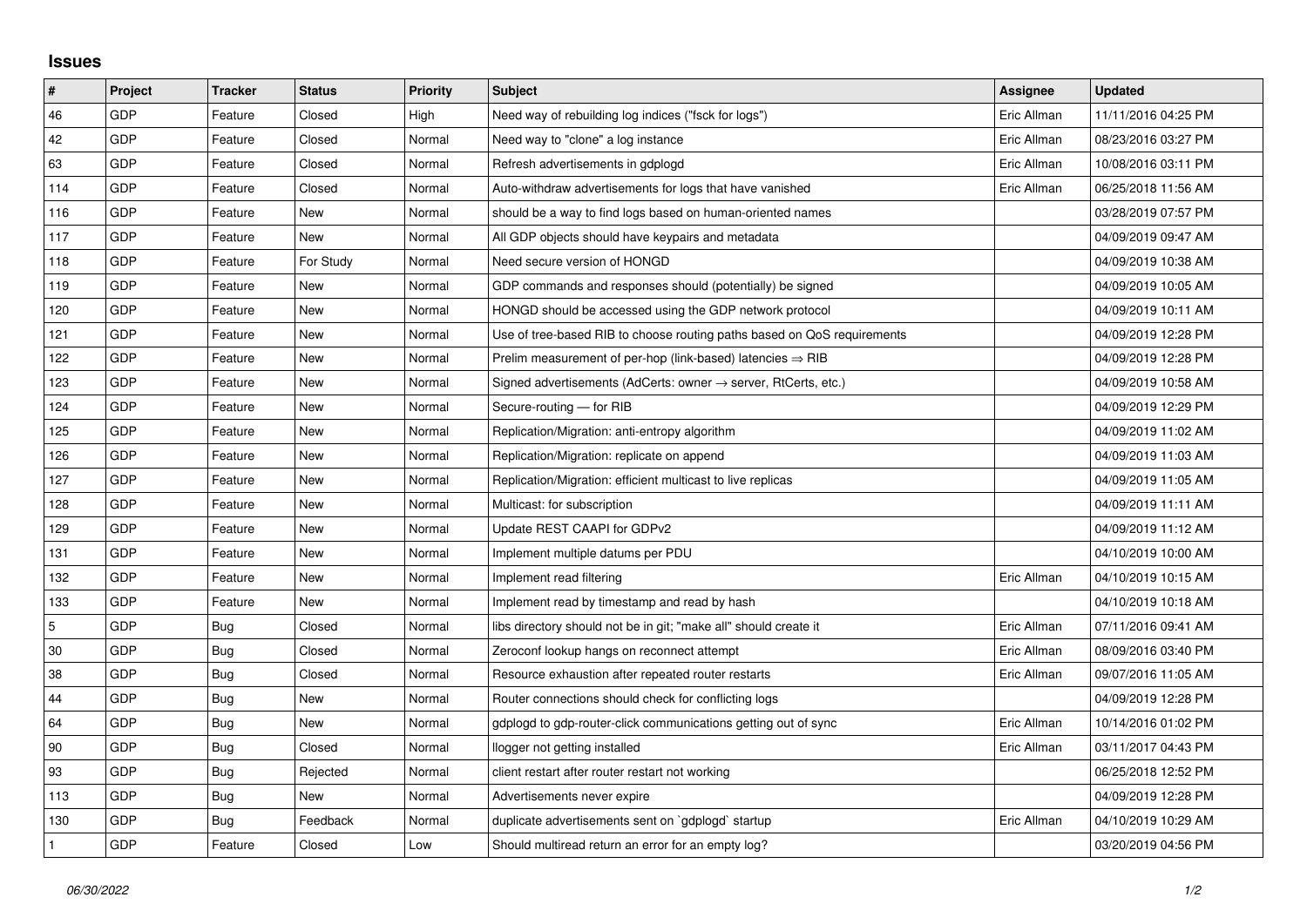## Issues

| # | Project | Tracker | Status | Priority | Subject | Assignee | Updated |
|---|---|---|---|---|---|---|---|
| 46 | GDP | Feature | Closed | High | Need way of rebuilding log indices ("fsck for logs") | Eric Allman | 11/11/2016 04:25 PM |
| 42 | GDP | Feature | Closed | Normal | Need way to "clone" a log instance | Eric Allman | 08/23/2016 03:27 PM |
| 63 | GDP | Feature | Closed | Normal | Refresh advertisements in gdplogd | Eric Allman | 10/08/2016 03:11 PM |
| 114 | GDP | Feature | Closed | Normal | Auto-withdraw advertisements for logs that have vanished | Eric Allman | 06/25/2018 11:56 AM |
| 116 | GDP | Feature | New | Normal | should be a way to find logs based on human-oriented names | | 03/28/2019 07:57 PM |
| 117 | GDP | Feature | New | Normal | All GDP objects should have keypairs and metadata | | 04/09/2019 09:47 AM |
| 118 | GDP | Feature | For Study | Normal | Need secure version of HONGD | | 04/09/2019 10:38 AM |
| 119 | GDP | Feature | New | Normal | GDP commands and responses should (potentially) be signed | | 04/09/2019 10:05 AM |
| 120 | GDP | Feature | New | Normal | HONGD should be accessed using the GDP network protocol | | 04/09/2019 10:11 AM |
| 121 | GDP | Feature | New | Normal | Use of tree-based RIB to choose routing paths based on QoS requirements | | 04/09/2019 12:28 PM |
| 122 | GDP | Feature | New | Normal | Prelim measurement of per-hop (link-based) latencies ⇒ RIB | | 04/09/2019 12:28 PM |
| 123 | GDP | Feature | New | Normal | Signed advertisements (AdCerts: owner → server, RtCerts, etc.) | | 04/09/2019 10:58 AM |
| 124 | GDP | Feature | New | Normal | Secure-routing — for RIB | | 04/09/2019 12:29 PM |
| 125 | GDP | Feature | New | Normal | Replication/Migration: anti-entropy algorithm | | 04/09/2019 11:02 AM |
| 126 | GDP | Feature | New | Normal | Replication/Migration: replicate on append | | 04/09/2019 11:03 AM |
| 127 | GDP | Feature | New | Normal | Replication/Migration: efficient multicast to live replicas | | 04/09/2019 11:05 AM |
| 128 | GDP | Feature | New | Normal | Multicast: for subscription | | 04/09/2019 11:11 AM |
| 129 | GDP | Feature | New | Normal | Update REST CAAPI for GDPv2 | | 04/09/2019 11:12 AM |
| 131 | GDP | Feature | New | Normal | Implement multiple datums per PDU | | 04/10/2019 10:00 AM |
| 132 | GDP | Feature | New | Normal | Implement read filtering | Eric Allman | 04/10/2019 10:15 AM |
| 133 | GDP | Feature | New | Normal | Implement read by timestamp and read by hash | | 04/10/2019 10:18 AM |
| 5 | GDP | Bug | Closed | Normal | libs directory should not be in git; "make all" should create it | Eric Allman | 07/11/2016 09:41 AM |
| 30 | GDP | Bug | Closed | Normal | Zeroconf lookup hangs on reconnect attempt | Eric Allman | 08/09/2016 03:40 PM |
| 38 | GDP | Bug | Closed | Normal | Resource exhaustion after repeated router restarts | Eric Allman | 09/07/2016 11:05 AM |
| 44 | GDP | Bug | New | Normal | Router connections should check for conflicting logs | | 04/09/2019 12:28 PM |
| 64 | GDP | Bug | New | Normal | gdplogd to gdp-router-click communications getting out of sync | Eric Allman | 10/14/2016 01:02 PM |
| 90 | GDP | Bug | Closed | Normal | llogger not getting installed | Eric Allman | 03/11/2017 04:43 PM |
| 93 | GDP | Bug | Rejected | Normal | client restart after router restart not working | | 06/25/2018 12:52 PM |
| 113 | GDP | Bug | New | Normal | Advertisements never expire | | 04/09/2019 12:28 PM |
| 130 | GDP | Bug | Feedback | Normal | duplicate advertisements sent on `gdplogd` startup | Eric Allman | 04/10/2019 10:29 AM |
| 1 | GDP | Feature | Closed | Low | Should multiread return an error for an empty log? | | 03/20/2019 04:56 PM |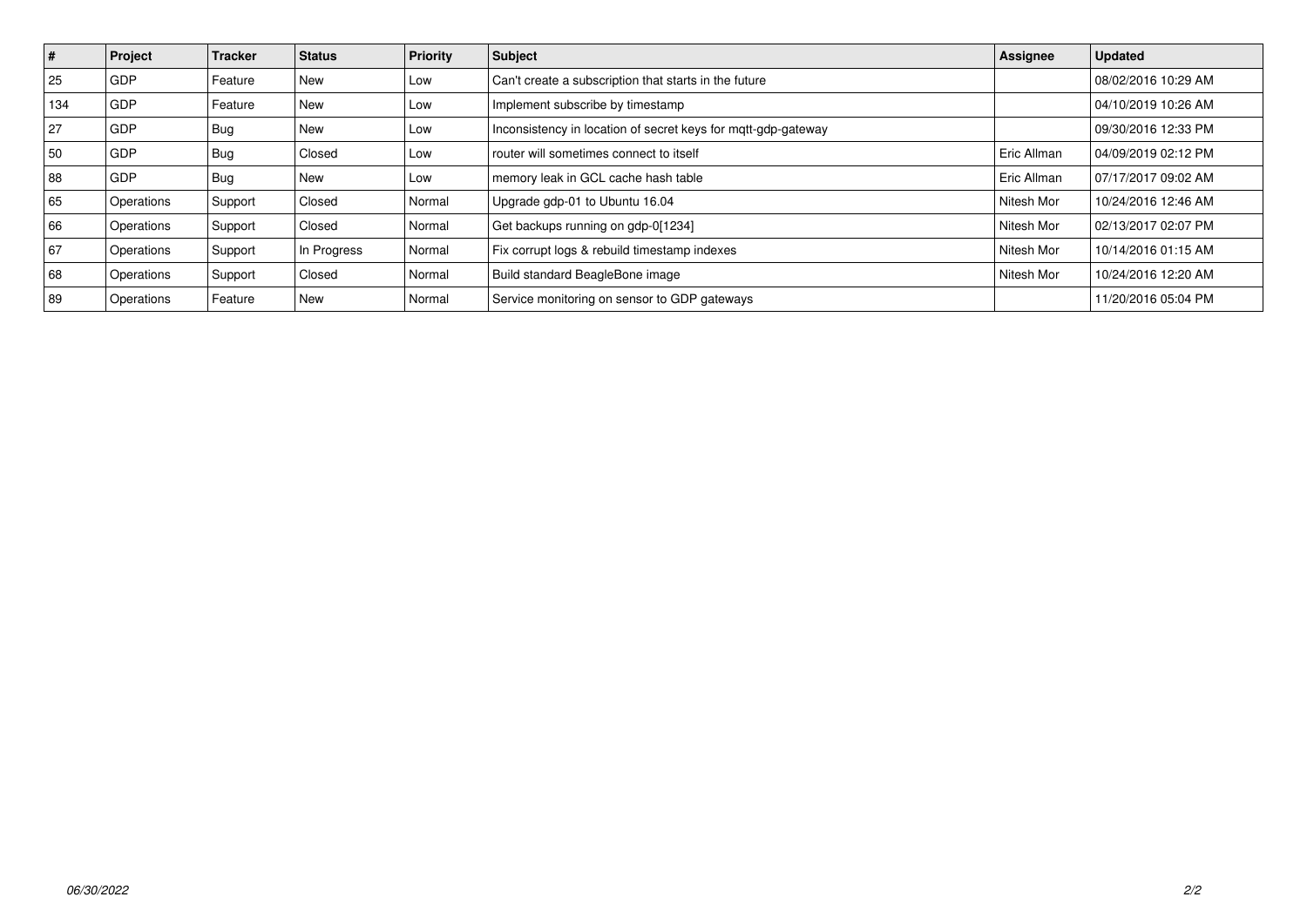| # | Project | Tracker | Status | Priority | Subject | Assignee | Updated |
|---|---|---|---|---|---|---|---|
| 25 | GDP | Feature | New | Low | Can't create a subscription that starts in the future | | 08/02/2016 10:29 AM |
| 134 | GDP | Feature | New | Low | Implement subscribe by timestamp | | 04/10/2019 10:26 AM |
| 27 | GDP | Bug | New | Low | Inconsistency in location of secret keys for mqtt-gdp-gateway | | 09/30/2016 12:33 PM |
| 50 | GDP | Bug | Closed | Low | router will sometimes connect to itself | Eric Allman | 04/09/2019 02:12 PM |
| 88 | GDP | Bug | New | Low | memory leak in GCL cache hash table | Eric Allman | 07/17/2017 09:02 AM |
| 65 | Operations | Support | Closed | Normal | Upgrade gdp-01 to Ubuntu 16.04 | Nitesh Mor | 10/24/2016 12:46 AM |
| 66 | Operations | Support | Closed | Normal | Get backups running on gdp-0[1234] | Nitesh Mor | 02/13/2017 02:07 PM |
| 67 | Operations | Support | In Progress | Normal | Fix corrupt logs & rebuild timestamp indexes | Nitesh Mor | 10/14/2016 01:15 AM |
| 68 | Operations | Support | Closed | Normal | Build standard BeagleBone image | Nitesh Mor | 10/24/2016 12:20 AM |
| 89 | Operations | Feature | New | Normal | Service monitoring on sensor to GDP gateways | | 11/20/2016 05:04 PM |

*06/30/2022*